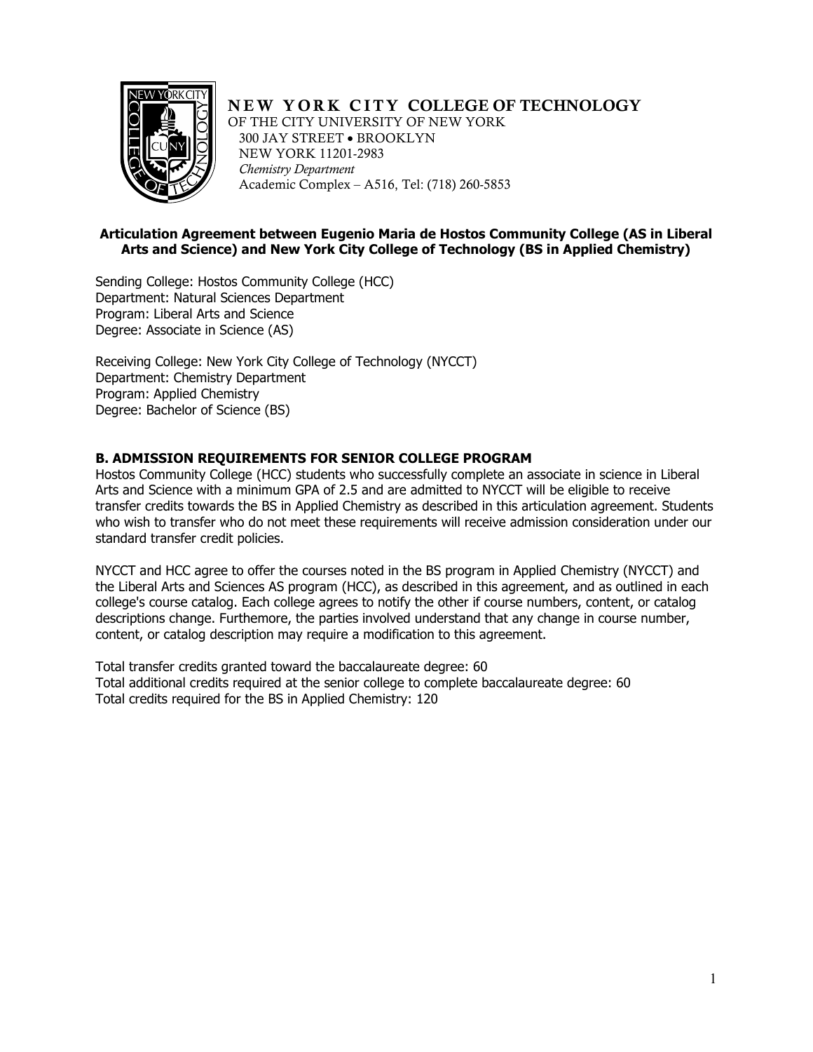**NEW YORK CITY COLLEGE OF TECHNOLOGY**
OF THE CITY UNIVERSITY OF NEW YORK
300 JAY STREET • BROOKLYN
NEW YORK 11201-2983
*Chemistry Department*
Academic Complex – A516, Tel: (718) 260-5853

**Articulation Agreement between Eugenio Maria de Hostos Community College (AS in Liberal Arts and Science) and New York City College of Technology (BS in Applied Chemistry)**

Sending College: Hostos Community College (HCC)
Department: Natural Sciences Department
Program: Liberal Arts and Science
Degree: Associate in Science (AS)

Receiving College: New York City College of Technology (NYCCT)
Department: Chemistry Department
Program: Applied Chemistry
Degree: Bachelor of Science (BS)

### B. ADMISSION REQUIREMENTS FOR SENIOR COLLEGE PROGRAM

Hostos Community College (HCC) students who successfully complete an associate in science in Liberal Arts and Science with a minimum GPA of 2.5 and are admitted to NYCCT will be eligible to receive transfer credits towards the BS in Applied Chemistry as described in this articulation agreement. Students who wish to transfer who do not meet these requirements will receive admission consideration under our standard transfer credit policies.

NYCCT and HCC agree to offer the courses noted in the BS program in Applied Chemistry (NYCCT) and the Liberal Arts and Sciences AS program (HCC), as described in this agreement, and as outlined in each college's course catalog. Each college agrees to notify the other if course numbers, content, or catalog descriptions change. Furthemore, the parties involved understand that any change in course number, content, or catalog description may require a modification to this agreement.

Total transfer credits granted toward the baccalaureate degree: 60
Total additional credits required at the senior college to complete baccalaureate degree: 60
Total credits required for the BS in Applied Chemistry: 120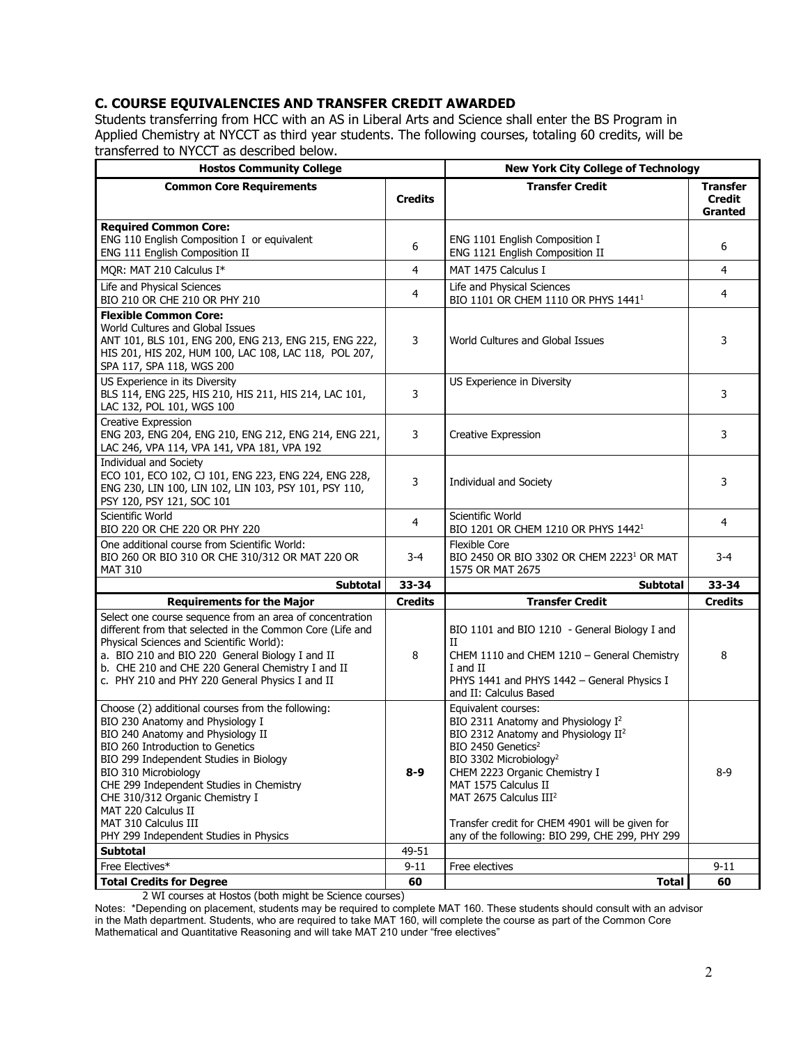### C. COURSE EQUIVALENCIES AND TRANSFER CREDIT AWARDED

Students transferring from HCC with an AS in Liberal Arts and Science shall enter the BS Program in Applied Chemistry at NYCCT as third year students. The following courses, totaling 60 credits, will be transferred to NYCCT as described below.

| Hostos Community College | | New York City College of Technology | |
|---|---|---|---|
| **Common Core Requirements** | **Credits** | **Transfer Credit** | **Transfer Credit Granted** |
| **Required Common Core:** ENG 110 English Composition I or equivalent ENG 111 English Composition II | 6 | ENG 1101 English Composition I ENG 1121 English Composition II | 6 |
| MQR: MAT 210 Calculus I* | 4 | MAT 1475 Calculus I | 4 |
| Life and Physical Sciences BIO 210 OR CHE 210 OR PHY 210 | 4 | Life and Physical Sciences BIO 1101 OR CHEM 1110 OR PHYS 1441[1] | 4 |
| **Flexible Common Core:** World Cultures and Global Issues ANT 101, BLS 101, ENG 200, ENG 213, ENG 215, ENG 222, HIS 201, HIS 202, HUM 100, LAC 108, LAC 118, POL 207, SPA 117, SPA 118, WGS 200 | 3 | World Cultures and Global Issues | 3 |
| US Experience in its Diversity BLS 114, ENG 225, HIS 210, HIS 211, HIS 214, LAC 101, LAC 132, POL 101, WGS 100 | 3 | US Experience in Diversity | 3 |
| Creative Expression ENG 203, ENG 204, ENG 210, ENG 212, ENG 214, ENG 221, LAC 246, VPA 114, VPA 141, VPA 181, VPA 192 | 3 | Creative Expression | 3 |
| Individual and Society ECO 101, ECO 102, CJ 101, ENG 223, ENG 224, ENG 228, ENG 230, LIN 100, LIN 102, LIN 103, PSY 101, PSY 110, PSY 120, PSY 121, SOC 101 | 3 | Individual and Society | 3 |
| Scientific World BIO 220 OR CHE 220 OR PHY 220 | 4 | Scientific World BIO 1201 OR CHEM 1210 OR PHYS 1442[1] | 4 |
| One additional course from Scientific World: BIO 260 OR BIO 310 OR CHE 310/312 OR MAT 220 OR MAT 310 | 3-4 | Flexible Core BIO 2450 OR BIO 3302 OR CHEM 2223[1] OR MAT 1575 OR MAT 2675 | 3-4 |
| **Subtotal** | **33-34** | **Subtotal** | **33-34** |
| **Requirements for the Major** | **Credits** | **Transfer Credit** | **Credits** |
| Select one course sequence from an area of concentration different from that selected in the Common Core (Life and Physical Sciences and Scientific World): a. BIO 210 and BIO 220 General Biology I and II b. CHE 210 and CHE 220 General Chemistry I and II c. PHY 210 and PHY 220 General Physics I and II | 8 | BIO 1101 and BIO 1210 - General Biology I and II CHEM 1110 and CHEM 1210 – General Chemistry I and II PHYS 1441 and PHYS 1442 – General Physics I and II: Calculus Based | 8 |
| Choose (2) additional courses from the following: BIO 230 Anatomy and Physiology I BIO 240 Anatomy and Physiology II BIO 260 Introduction to Genetics BIO 299 Independent Studies in Biology BIO 310 Microbiology CHE 299 Independent Studies in Chemistry CHE 310/312 Organic Chemistry I MAT 220 Calculus II MAT 310 Calculus III PHY 299 Independent Studies in Physics | **8-9** | Equivalent courses: BIO 2311 Anatomy and Physiology I[2] BIO 2312 Anatomy and Physiology II[2] BIO 2450 Genetics[2] BIO 3302 Microbiology[2] CHEM 2223 Organic Chemistry I MAT 1575 Calculus II MAT 2675 Calculus III[2] Transfer credit for CHEM 4901 will be given for any of the following: BIO 299, CHE 299, PHY 299 | 8-9 |
| **Subtotal** | 49-51 | | |
| Free Electives* | 9-11 | Free electives | 9-11 |
| **Total Credits for Degree** | **60** | **Total** | **60** |

2 WI courses at Hostos (both might be Science courses)

Notes: *Depending on placement, students may be required to complete MAT 160. These students should consult with an advisor in the Math department. Students, who are required to take MAT 160, will complete the course as part of the Common Core Mathematical and Quantitative Reasoning and will take MAT 210 under "free electives"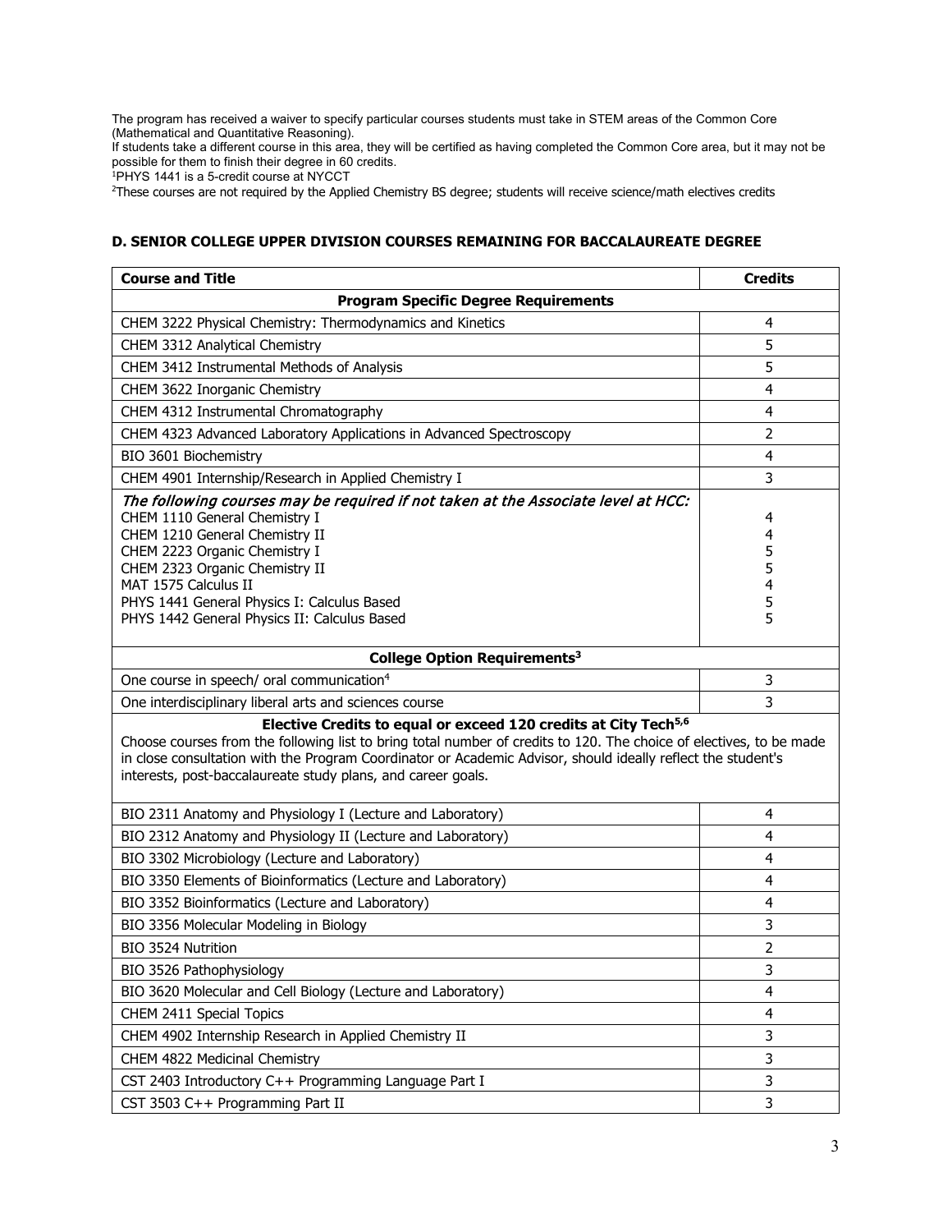The program has received a waiver to specify particular courses students must take in STEM areas of the Common Core (Mathematical and Quantitative Reasoning).
If students take a different course in this area, they will be certified as having completed the Common Core area, but it may not be possible for them to finish their degree in 60 credits.
[1]PHYS 1441 is a 5-credit course at NYCCT
[2]These courses are not required by the Applied Chemistry BS degree; students will receive science/math electives credits

### D. SENIOR COLLEGE UPPER DIVISION COURSES REMAINING FOR BACCALAUREATE DEGREE

| Course and Title | Credits |
|---|---|
| **Program Specific Degree Requirements** | |
| CHEM 3222 Physical Chemistry: Thermodynamics and Kinetics | 4 |
| CHEM 3312 Analytical Chemistry | 5 |
| CHEM 3412 Instrumental Methods of Analysis | 5 |
| CHEM 3622 Inorganic Chemistry | 4 |
| CHEM 4312 Instrumental Chromatography | 4 |
| CHEM 4323 Advanced Laboratory Applications in Advanced Spectroscopy | 2 |
| BIO 3601 Biochemistry | 4 |
| CHEM 4901 Internship/Research in Applied Chemistry I | 3 |
| *The following courses may be required if not taken at the Associate level at HCC:* | |
| CHEM 1110 General Chemistry I | 4 |
| CHEM 1210 General Chemistry II | 4 |
| CHEM 2223 Organic Chemistry I | 5 |
| CHEM 2323 Organic Chemistry II | 5 |
| MAT 1575 Calculus II | 4 |
| PHYS 1441 General Physics I: Calculus Based | 5 |
| PHYS 1442 General Physics II: Calculus Based | 5 |
| **College Option Requirements[3]** | |
| One course in speech/ oral communication[4] | 3 |
| One interdisciplinary liberal arts and sciences course | 3 |
| **Elective Credits to equal or exceed 120 credits at City Tech[5,6]** Choose courses from the following list to bring total number of credits to 120. The choice of electives, to be made in close consultation with the Program Coordinator or Academic Advisor, should ideally reflect the student's interests, post-baccalaureate study plans, and career goals. | |
| BIO 2311 Anatomy and Physiology I (Lecture and Laboratory) | 4 |
| BIO 2312 Anatomy and Physiology II (Lecture and Laboratory) | 4 |
| BIO 3302 Microbiology (Lecture and Laboratory) | 4 |
| BIO 3350 Elements of Bioinformatics (Lecture and Laboratory) | 4 |
| BIO 3352 Bioinformatics (Lecture and Laboratory) | 4 |
| BIO 3356 Molecular Modeling in Biology | 3 |
| BIO 3524 Nutrition | 2 |
| BIO 3526 Pathophysiology | 3 |
| BIO 3620 Molecular and Cell Biology (Lecture and Laboratory) | 4 |
| CHEM 2411 Special Topics | 4 |
| CHEM 4902 Internship Research in Applied Chemistry II | 3 |
| CHEM 4822 Medicinal Chemistry | 3 |
| CST 2403 Introductory C++ Programming Language Part I | 3 |
| CST 3503 C++ Programming Part II | 3 |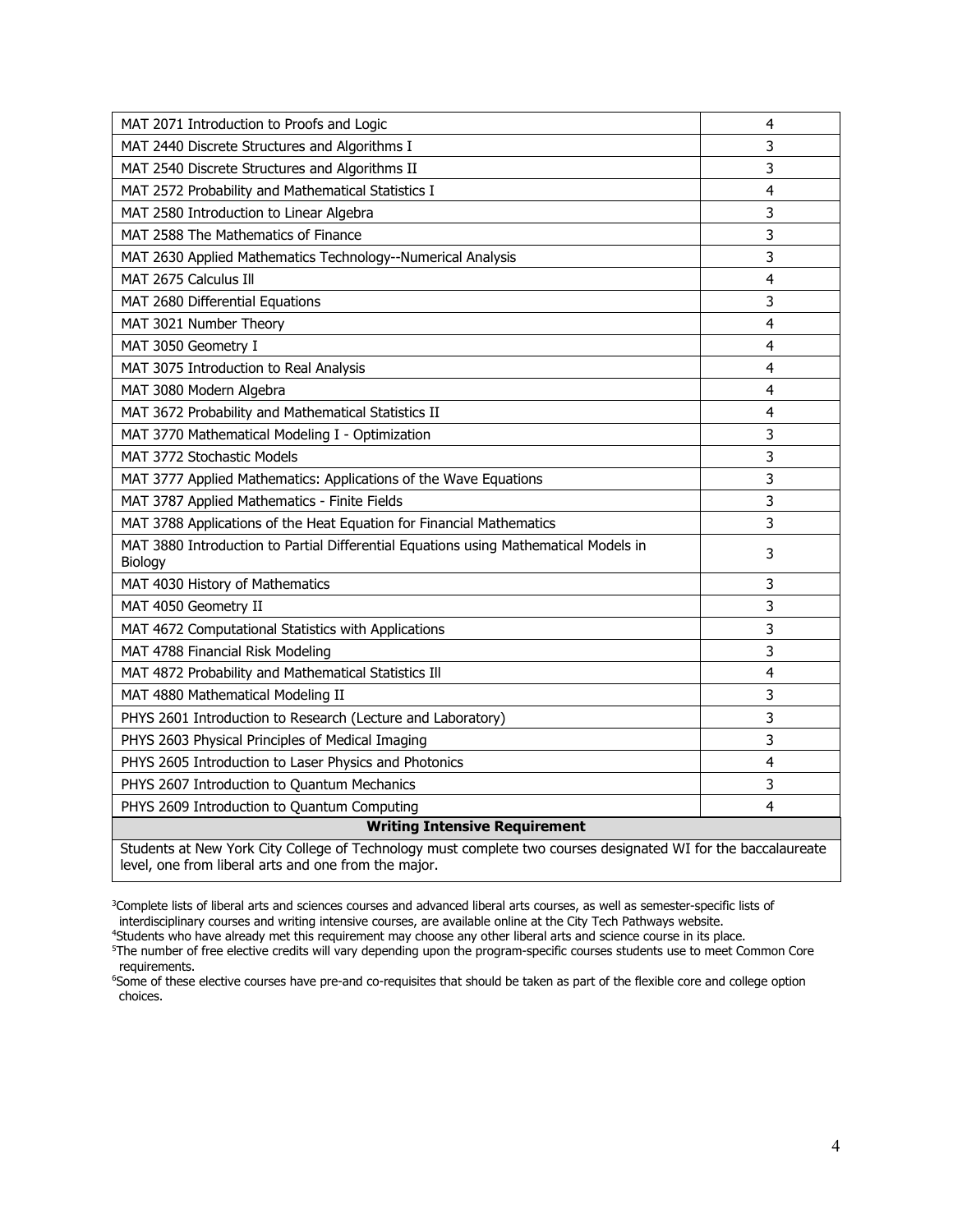| | |
|---|---|
| MAT 2071 Introduction to Proofs and Logic | 4 |
| MAT 2440 Discrete Structures and Algorithms I | 3 |
| MAT 2540 Discrete Structures and Algorithms II | 3 |
| MAT 2572 Probability and Mathematical Statistics I | 4 |
| MAT 2580 Introduction to Linear Algebra | 3 |
| MAT 2588 The Mathematics of Finance | 3 |
| MAT 2630 Applied Mathematics Technology--Numerical Analysis | 3 |
| MAT 2675 Calculus Ill | 4 |
| MAT 2680 Differential Equations | 3 |
| MAT 3021 Number Theory | 4 |
| MAT 3050 Geometry I | 4 |
| MAT 3075 Introduction to Real Analysis | 4 |
| MAT 3080 Modern Algebra | 4 |
| MAT 3672 Probability and Mathematical Statistics II | 4 |
| MAT 3770 Mathematical Modeling I - Optimization | 3 |
| MAT 3772 Stochastic Models | 3 |
| MAT 3777 Applied Mathematics: Applications of the Wave Equations | 3 |
| MAT 3787 Applied Mathematics - Finite Fields | 3 |
| MAT 3788 Applications of the Heat Equation for Financial Mathematics | 3 |
| MAT 3880 Introduction to Partial Differential Equations using Mathematical Models in Biology | 3 |
| MAT 4030 History of Mathematics | 3 |
| MAT 4050 Geometry II | 3 |
| MAT 4672 Computational Statistics with Applications | 3 |
| MAT 4788 Financial Risk Modeling | 3 |
| MAT 4872 Probability and Mathematical Statistics Ill | 4 |
| MAT 4880 Mathematical Modeling II | 3 |
| PHYS 2601 Introduction to Research (Lecture and Laboratory) | 3 |
| PHYS 2603 Physical Principles of Medical Imaging | 3 |
| PHYS 2605 Introduction to Laser Physics and Photonics | 4 |
| PHYS 2607 Introduction to Quantum Mechanics | 3 |
| PHYS 2609 Introduction to Quantum Computing | 4 |
| **Writing Intensive Requirement** | |
| Students at New York City College of Technology must complete two courses designated WI for the baccalaureate level, one from liberal arts and one from the major. | |

[3]Complete lists of liberal arts and sciences courses and advanced liberal arts courses, as well as semester-specific lists of interdisciplinary courses and writing intensive courses, are available online at the City Tech Pathways website.

[4]Students who have already met this requirement may choose any other liberal arts and science course in its place.

[5]The number of free elective credits will vary depending upon the program-specific courses students use to meet Common Core requirements.

[6]Some of these elective courses have pre-and co-requisites that should be taken as part of the flexible core and college option choices.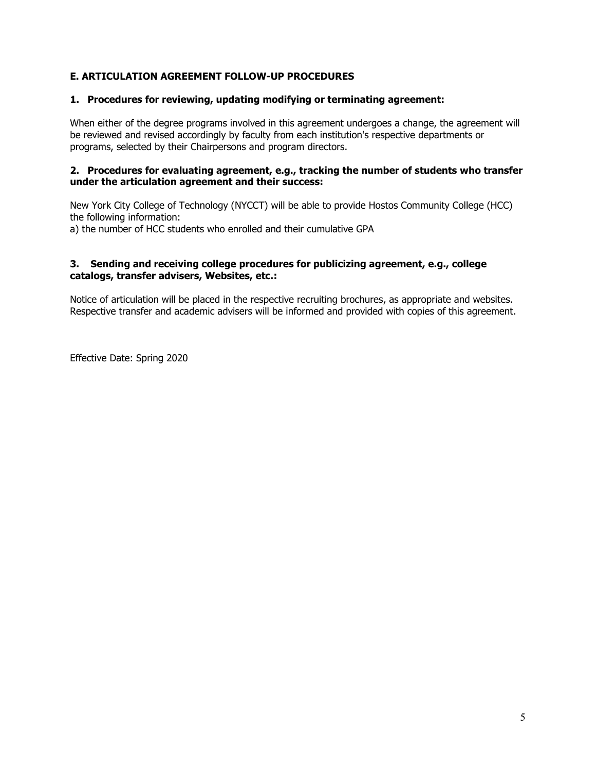## E. ARTICULATION AGREEMENT FOLLOW-UP PROCEDURES

### 1. Procedures for reviewing, updating modifying or terminating agreement:

When either of the degree programs involved in this agreement undergoes a change, the agreement will be reviewed and revised accordingly by faculty from each institution's respective departments or programs, selected by their Chairpersons and program directors.

### 2. Procedures for evaluating agreement, e.g., tracking the number of students who transfer under the articulation agreement and their success:

New York City College of Technology (NYCCT) will be able to provide Hostos Community College (HCC) the following information:
a) the number of HCC students who enrolled and their cumulative GPA

### 3. Sending and receiving college procedures for publicizing agreement, e.g., college catalogs, transfer advisers, Websites, etc.:

Notice of articulation will be placed in the respective recruiting brochures, as appropriate and websites. Respective transfer and academic advisers will be informed and provided with copies of this agreement.

Effective Date: Spring 2020